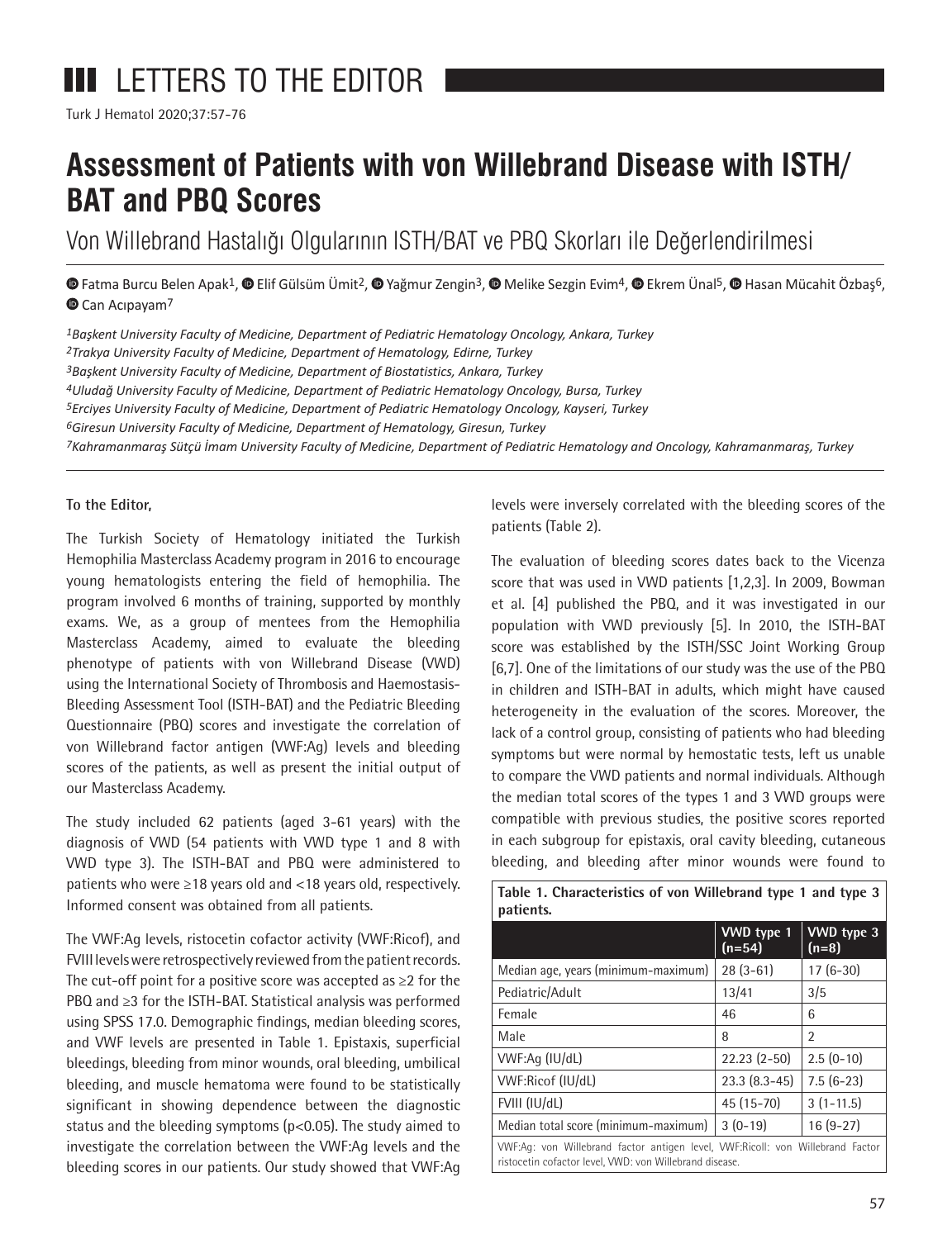# LETTERS TO THE EDITOR

## Assessment of Patients with von Willebrand Disease with ISTH/BAT and PBQ Scores

Von Willebrand Hastalığı Olgularının ISTH/BAT ve PBQ Skorları ile Değerlendirilmesi

Fatma Burcu Belen Apak[1], Elif Gülsüm Ümit[2], Yağmur Zengin[3], Melike Sezgin Evim[4], Ekrem Ünal[5], Hasan Mücahit Özbaş[6], Can Acıpayam[7]

*[1]Başkent University Faculty of Medicine, Department of Pediatric Hematology Oncology, Ankara, Turkey*
*[2]Trakya University Faculty of Medicine, Department of Hematology, Edirne, Turkey*
*[3]Başkent University Faculty of Medicine, Department of Biostatistics, Ankara, Turkey*
*[4]Uludağ University Faculty of Medicine, Department of Pediatric Hematology Oncology, Bursa, Turkey*
*[5]Erciyes University Faculty of Medicine, Department of Pediatric Hematology Oncology, Kayseri, Turkey*
*[6]Giresun University Faculty of Medicine, Department of Hematology, Giresun, Turkey*
*[7]Kahramanmaraş Sütçü İmam University Faculty of Medicine, Department of Pediatric Hematology and Oncology, Kahramanmaraş, Turkey*

**To the Editor,**

The Turkish Society of Hematology initiated the Turkish Hemophilia Masterclass Academy program in 2016 to encourage young hematologists entering the field of hemophilia. The program involved 6 months of training, supported by monthly exams. We, as a group of mentees from the Hemophilia Masterclass Academy, aimed to evaluate the bleeding phenotype of patients with von Willebrand Disease (VWD) using the International Society of Thrombosis and Haemostasis-Bleeding Assessment Tool (ISTH-BAT) and the Pediatric Bleeding Questionnaire (PBQ) scores and investigate the correlation of von Willebrand factor antigen (VWF:Ag) levels and bleeding scores of the patients, as well as present the initial output of our Masterclass Academy.

The study included 62 patients (aged 3-61 years) with the diagnosis of VWD (54 patients with VWD type 1 and 8 with VWD type 3). The ISTH-BAT and PBQ were administered to patients who were ≥18 years old and <18 years old, respectively. Informed consent was obtained from all patients.

The VWF:Ag levels, ristocetin cofactor activity (VWF:Ricof), and FVIII levels were retrospectively reviewed from the patient records. The cut-off point for a positive score was accepted as ≥2 for the PBQ and ≥3 for the ISTH-BAT. Statistical analysis was performed using SPSS 17.0. Demographic findings, median bleeding scores, and VWF levels are presented in Table 1. Epistaxis, superficial bleedings, bleeding from minor wounds, oral bleeding, umbilical bleeding, and muscle hematoma were found to be statistically significant in showing dependence between the diagnostic status and the bleeding symptoms ($p<0.05$). The study aimed to investigate the correlation between the VWF:Ag levels and the bleeding scores in our patients. Our study showed that VWF:Ag levels were inversely correlated with the bleeding scores of the patients (Table 2).

The evaluation of bleeding scores dates back to the Vicenza score that was used in VWD patients [1,2,3]. In 2009, Bowman et al. [4] published the PBQ, and it was investigated in our population with VWD previously [5]. In 2010, the ISTH-BAT score was established by the ISTH/SSC Joint Working Group [6,7]. One of the limitations of our study was the use of the PBQ in children and ISTH-BAT in adults, which might have caused heterogeneity in the evaluation of the scores. Moreover, the lack of a control group, consisting of patients who had bleeding symptoms but were normal by hemostatic tests, left us unable to compare the VWD patients and normal individuals. Although the median total scores of the types 1 and 3 VWD groups were compatible with previous studies, the positive scores reported in each subgroup for epistaxis, oral cavity bleeding, cutaneous bleeding, and bleeding after minor wounds were found to

**Table 1. Characteristics of von Willebrand type 1 and type 3 patients.**

| | VWD type 1 (n=54) | VWD type 3 (n=8) |
|---|---|---|
| Median age, years (minimum-maximum) | 28 (3-61) | 17 (6-30) |
| Pediatric/Adult | 13/41 | 3/5 |
| Female | 46 | 6 |
| Male | 8 | 2 |
| VWF:Ag (IU/dL) | 22.23 (2-50) | 2.5 (0-10) |
| VWF:Ricof (IU/dL) | 23.3 (8.3-45) | 7.5 (6-23) |
| FVIII (IU/dL) | 45 (15-70) | 3 (1-11.5) |
| Median total score (minimum-maximum) | 3 (0-19) | 16 (9-27) |

VWF:Ag: von Willebrand factor antigen level, VWF:Ricoll: von Willebrand Factor ristocetin cofactor level, VWD: von Willebrand disease.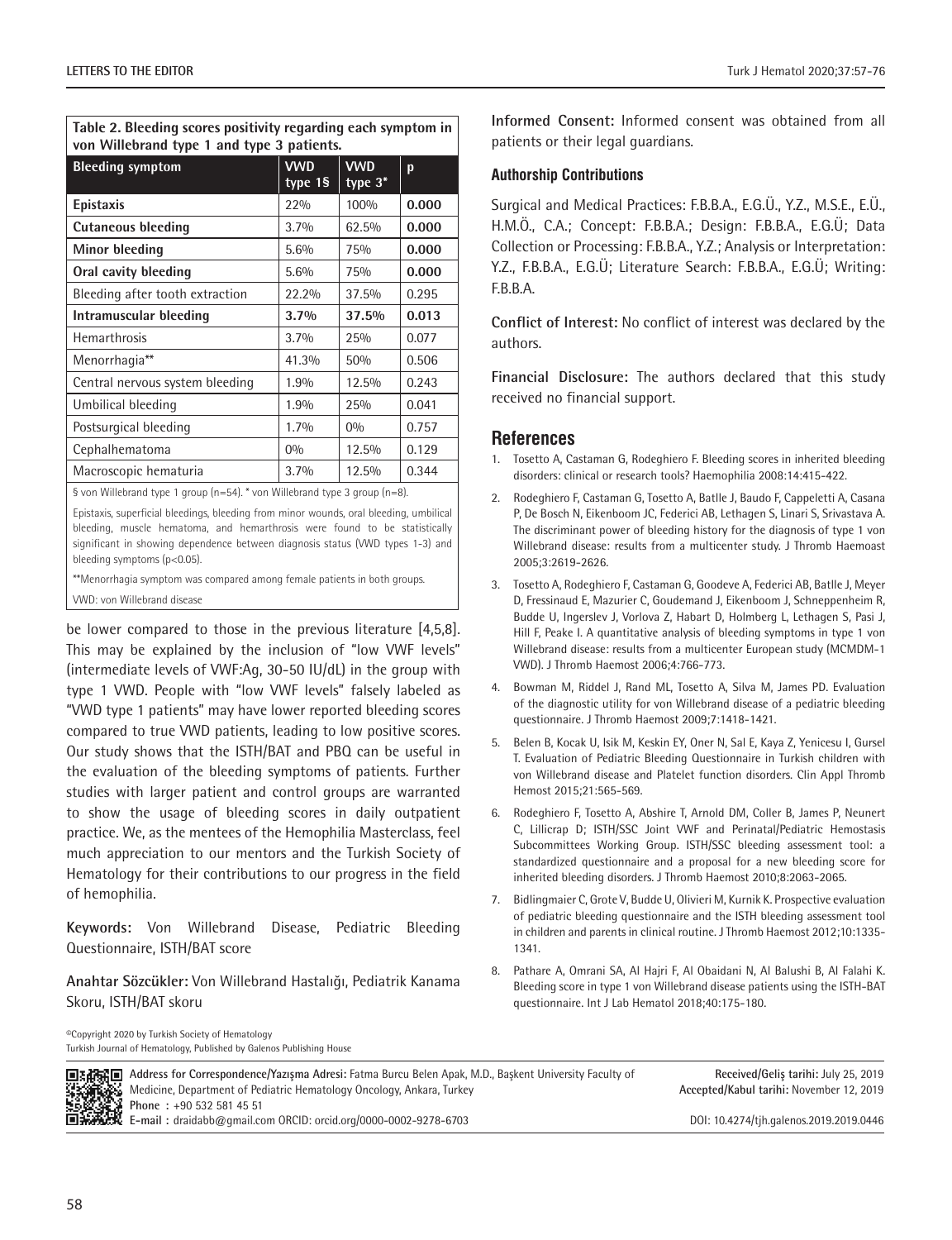**Table 2. Bleeding scores positivity regarding each symptom in von Willebrand type 1 and type 3 patients.**

| Bleeding symptom | VWD type 1§ | VWD type 3* | p |
|---|---|---|---|
| **Epistaxis** | 22% | 100% | **0.000** |
| **Cutaneous bleeding** | 3.7% | 62.5% | **0.000** |
| **Minor bleeding** | 5.6% | 75% | **0.000** |
| **Oral cavity bleeding** | 5.6% | 75% | **0.000** |
| Bleeding after tooth extraction | 22.2% | 37.5% | 0.295 |
| **Intramuscular bleeding** | **3.7%** | **37.5%** | **0.013** |
| Hemarthrosis | 3.7% | 25% | 0.077 |
| Menorrhagia** | 41.3% | 50% | 0.506 |
| Central nervous system bleeding | 1.9% | 12.5% | 0.243 |
| Umbilical bleeding | 1.9% | 25% | 0.041 |
| Postsurgical bleeding | 1.7% | 0% | 0.757 |
| Cephalhematoma | 0% | 12.5% | 0.129 |
| Macroscopic hematuria | 3.7% | 12.5% | 0.344 |

§ von Willebrand type 1 group (n=54). * von Willebrand type 3 group (n=8).

Epistaxis, superficial bleedings, bleeding from minor wounds, oral bleeding, umbilical bleeding, muscle hematoma, and hemarthrosis were found to be statistically significant in showing dependence between diagnosis status (VWD types 1-3) and bleeding symptoms ($p<0.05$).

**Menorrhagia symptom was compared among female patients in both groups.

VWD: von Willebrand disease

be lower compared to those in the previous literature [4,5,8]. This may be explained by the inclusion of "low VWF levels" (intermediate levels of VWF:Ag, 30-50 IU/dL) in the group with type 1 VWD. People with "low VWF levels" falsely labeled as "VWD type 1 patients" may have lower reported bleeding scores compared to true VWD patients, leading to low positive scores. Our study shows that the ISTH/BAT and PBQ can be useful in the evaluation of the bleeding symptoms of patients. Further studies with larger patient and control groups are warranted to show the usage of bleeding scores in daily outpatient practice. We, as the mentees of the Hemophilia Masterclass, feel much appreciation to our mentors and the Turkish Society of Hematology for their contributions to our progress in the field of hemophilia.

**Keywords:** Von Willebrand Disease, Pediatric Bleeding Questionnaire, ISTH/BAT score

**Anahtar Sözcükler:** Von Willebrand Hastalığı, Pediatrik Kanama Skoru, ISTH/BAT skoru

**Informed Consent:** Informed consent was obtained from all patients or their legal guardians.

### Authorship Contributions

Surgical and Medical Practices: F.B.B.A., E.G.Ü., Y.Z., M.S.E., E.Ü., H.M.Ö., C.A.; Concept: F.B.B.A.; Design: F.B.B.A., E.G.Ü; Data Collection or Processing: F.B.B.A., Y.Z.; Analysis or Interpretation: Y.Z., F.B.B.A., E.G.Ü; Literature Search: F.B.B.A., E.G.Ü; Writing: F.B.B.A.

**Conflict of Interest:** No conflict of interest was declared by the authors.

**Financial Disclosure:** The authors declared that this study received no financial support.

## References

1. Tosetto A, Castaman G, Rodeghiero F. Bleeding scores in inherited bleeding disorders: clinical or research tools? Haemophilia 2008:14:415-422.
2. Rodeghiero F, Castaman G, Tosetto A, Batlle J, Baudo F, Cappelletti A, Casana P, De Bosch N, Eikenboom JC, Federici AB, Lethagen S, Linari S, Srivastava A. The discriminant power of bleeding history for the diagnosis of type 1 von Willebrand disease: results from a multicenter study. J Thromb Haemoast 2005;3:2619-2626.
3. Tosetto A, Rodeghiero F, Castaman G, Goodeve A, Federici AB, Batlle J, Meyer D, Fressinaud E, Mazurier C, Goudemand J, Eikenboom J, Schneppenheim R, Budde U, Ingerslev J, Vorlova Z, Habart D, Holmberg L, Lethagen S, Pasi J, Hill F, Peake I. A quantitative analysis of bleeding symptoms in type 1 von Willebrand disease: results from a multicenter European study (MCMDM-1 VWD). J Thromb Haemost 2006;4:766-773.
4. Bowman M, Riddel J, Rand ML, Tosetto A, Silva M, James PD. Evaluation of the diagnostic utility for von Willebrand disease of a pediatric bleeding questionnaire. J Thromb Haemost 2009;7:1418-1421.
5. Belen B, Kocak U, Isik M, Keskin EY, Oner N, Sal E, Kaya Z, Yenicesu I, Gursel T. Evaluation of Pediatric Bleeding Questionnaire in Turkish children with von Willebrand disease and Platelet function disorders. Clin Appl Thromb Hemost 2015;21:565-569.
6. Rodeghiero F, Tosetto A, Abshire T, Arnold DM, Coller B, James P, Neunert C, Lillicrap D; ISTH/SSC Joint VWF and Perinatal/Pediatric Hemostasis Subcommittees Working Group. ISTH/SSC bleeding assessment tool: a standardized questionnaire and a proposal for a new bleeding score for inherited bleeding disorders. J Thromb Haemost 2010;8:2063-2065.
7. Bidlingmaier C, Grote V, Budde U, Olivieri M, Kurnik K. Prospective evaluation of pediatric bleeding questionnaire and the ISTH bleeding assessment tool in children and parents in clinical routine. J Thromb Haemost 2012;10:1335-1341.
8. Pathare A, Omrani SA, Al Hajri F, Al Obaidani N, Al Balushi B, Al Falahi K. Bleeding score in type 1 von Willebrand disease patients using the ISTH-BAT questionnaire. Int J Lab Hematol 2018;40:175-180.

©Copyright 2020 by Turkish Society of Hematology
Turkish Journal of Hematology, Published by Galenos Publishing House

**Address for Correspondence/Yazışma Adresi:** Fatma Burcu Belen Apak, M.D., Başkent University Faculty of Medicine, Department of Pediatric Hematology Oncology, Ankara, Turkey
**Phone :** +90 532 581 45 51
**E-mail :** draidabb@gmail.com ORCID: orcid.org/0000-0002-9278-6703

**Received/Geliş tarihi:** July 25, 2019
**Accepted/Kabul tarihi:** November 12, 2019

DOI: 10.4274/tjh.galenos.2019.2019.0446